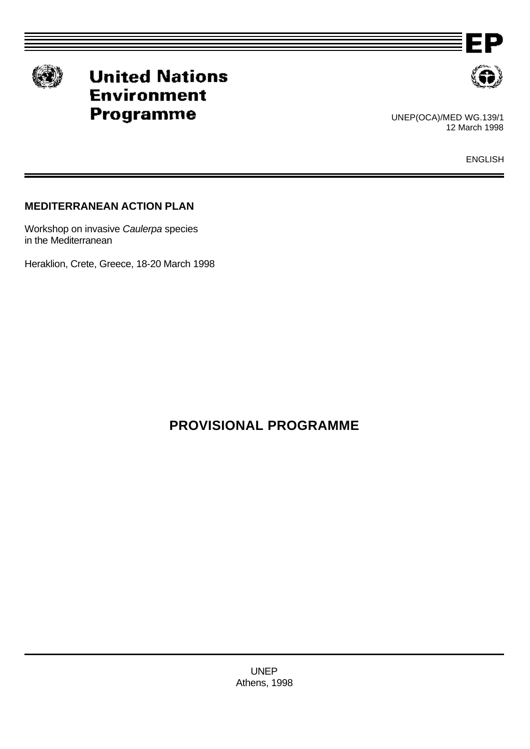# United Nations Environment Programme

UNEP(OCA)/MED WG.139/1
12 March 1998

ENGLISH

**MEDITERRANEAN ACTION PLAN**

Workshop on invasive *Caulerpa* species
in the Mediterranean

Heraklion, Crete, Greece, 18-20 March 1998

## PROVISIONAL PROGRAMME

UNEP
Athens, 1998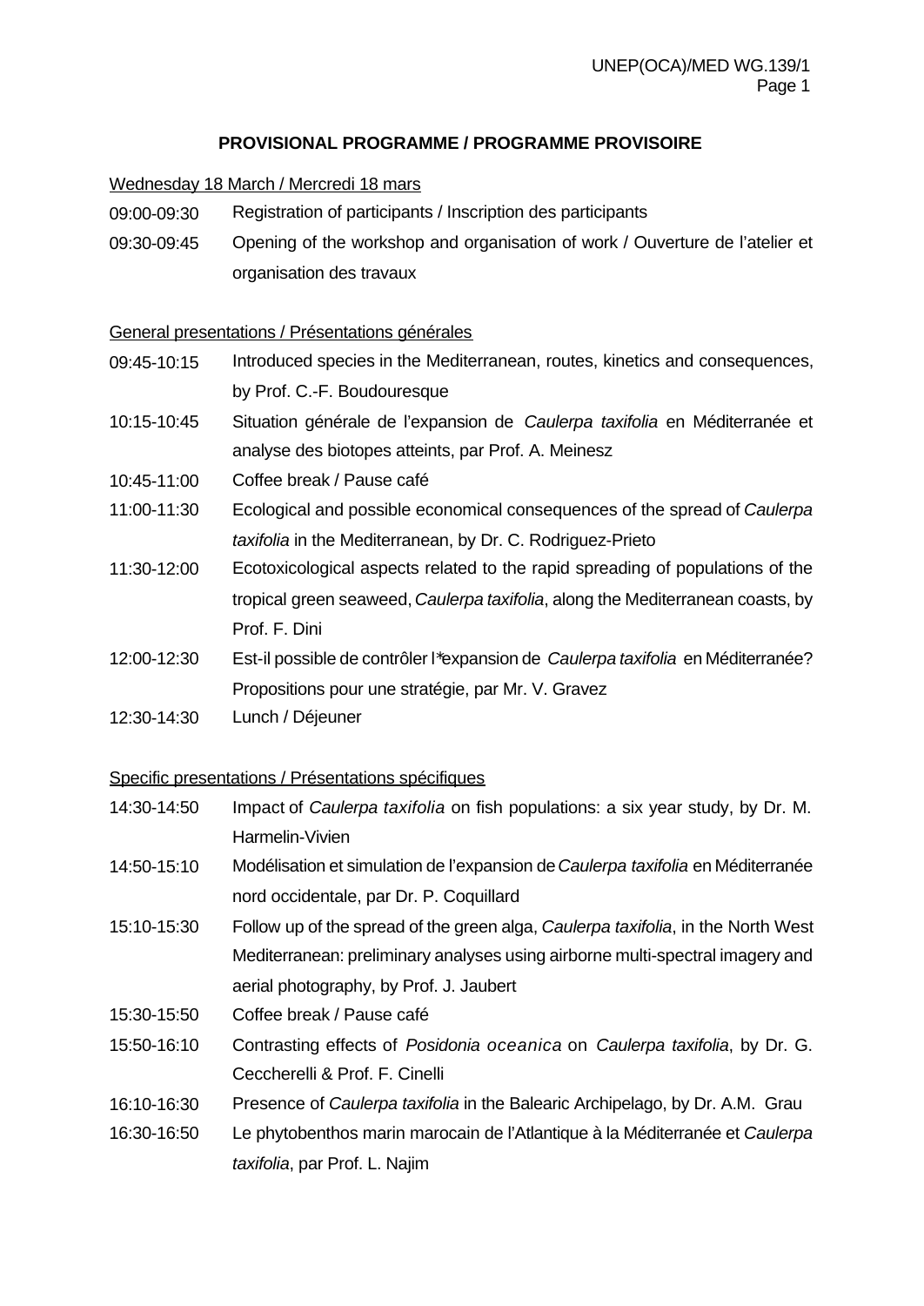## PROVISIONAL PROGRAMME / PROGRAMME PROVISOIRE

Wednesday 18 March / Mercredi 18 mars

| | |
|---|---|
| 09:00-09:30 | Registration of participants / Inscription des participants |
| 09:30-09:45 | Opening of the workshop and organisation of work / Ouverture de l'atelier et organisation des travaux |

General presentations / Présentations générales

| | |
|---|---|
| 09:45-10:15 | Introduced species in the Mediterranean, routes, kinetics and consequences, by Prof. C.-F. Boudouresque |
| 10:15-10:45 | Situation générale de l'expansion de *Caulerpa taxifolia* en Méditerranée et analyse des biotopes atteints, par Prof. A. Meinesz |
| 10:45-11:00 | Coffee break / Pause café |
| 11:00-11:30 | Ecological and possible economical consequences of the spread of *Caulerpa taxifolia* in the Mediterranean, by Dr. C. Rodriguez-Prieto |
| 11:30-12:00 | Ecotoxicological aspects related to the rapid spreading of populations of the tropical green seaweed, *Caulerpa taxifolia*, along the Mediterranean coasts, by Prof. F. Dini |
| 12:00-12:30 | Est-il possible de contrôler l*expansion de *Caulerpa taxifolia* en Méditerranée? Propositions pour une stratégie, par Mr. V. Gravez |
| 12:30-14:30 | Lunch / Déjeuner |

Specific presentations / Présentations spécifiques

| | |
|---|---|
| 14:30-14:50 | Impact of *Caulerpa taxifolia* on fish populations: a six year study, by Dr. M. Harmelin-Vivien |
| 14:50-15:10 | Modélisation et simulation de l'expansion de *Caulerpa taxifolia* en Méditerranée nord occidentale, par Dr. P. Coquillard |
| 15:10-15:30 | Follow up of the spread of the green alga, *Caulerpa taxifolia*, in the North West Mediterranean: preliminary analyses using airborne multi-spectral imagery and aerial photography, by Prof. J. Jaubert |
| 15:30-15:50 | Coffee break / Pause café |
| 15:50-16:10 | Contrasting effects of *Posidonia oceanica* on *Caulerpa taxifolia*, by Dr. G. Ceccherelli & Prof. F. Cinelli |
| 16:10-16:30 | Presence of *Caulerpa taxifolia* in the Balearic Archipelago, by Dr. A.M. Grau |
| 16:30-16:50 | Le phytobenthos marin marocain de l'Atlantique à la Méditerranée et *Caulerpa taxifolia*, par Prof. L. Najim |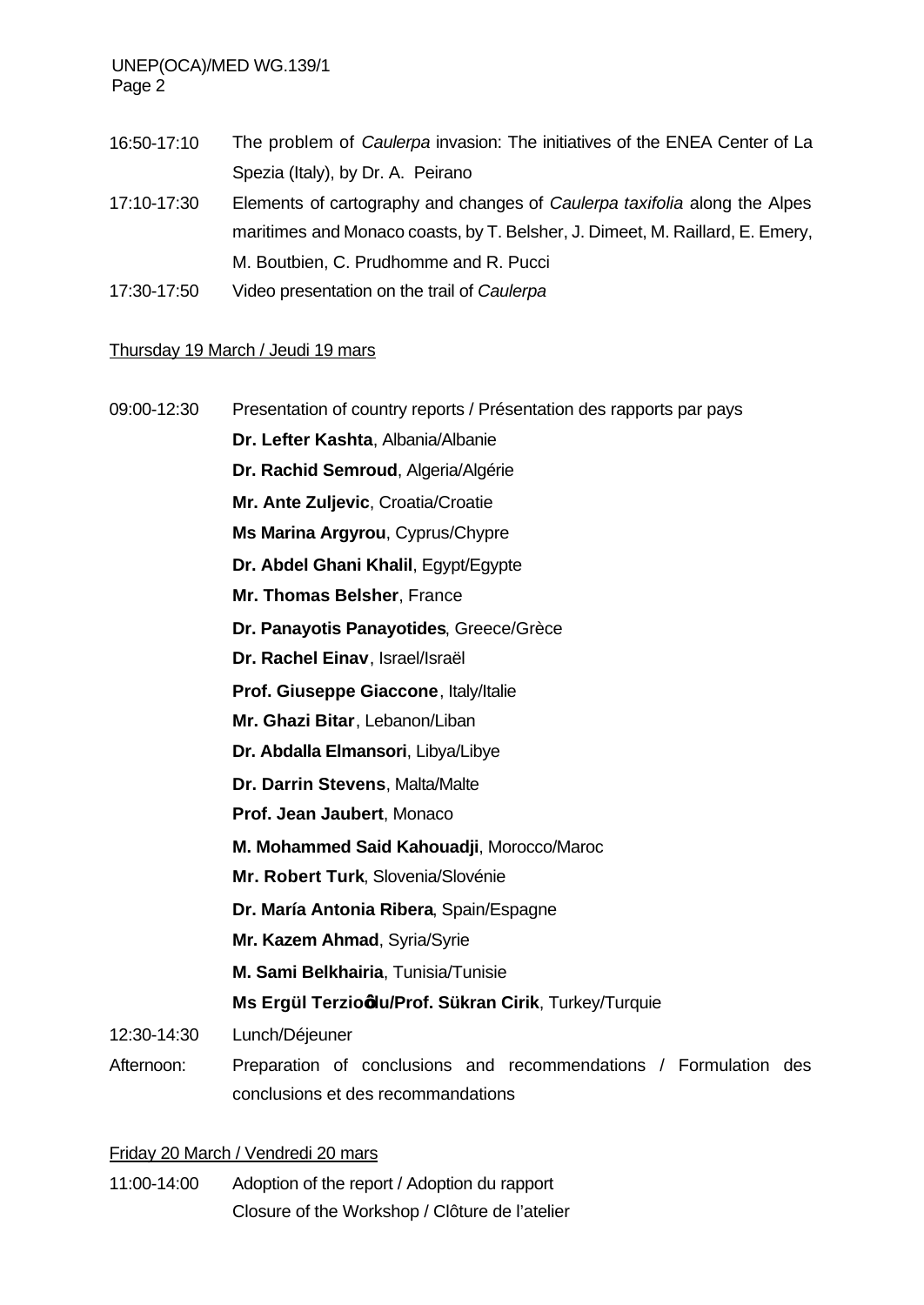| | |
|---|---|
| 16:50-17:10 | The problem of *Caulerpa* invasion: The initiatives of the ENEA Center of La Spezia (Italy), by Dr. A. Peirano |
| 17:10-17:30 | Elements of cartography and changes of *Caulerpa taxifolia* along the Alpes maritimes and Monaco coasts, by T. Belsher, J. Dimeet, M. Raillard, E. Emery, M. Boutbien, C. Prudhomme and R. Pucci |
| 17:30-17:50 | Video presentation on the trail of *Caulerpa* |

Thursday 19 March / Jeudi 19 mars

| | |
|---|---|
| 09:00-12:30 | Presentation of country reports / Présentation des rapports par pays |
| | **Dr. Lefter Kashta**, Albania/Albanie |
| | **Dr. Rachid Semroud**, Algeria/Algérie |
| | **Mr. Ante Zuljevic**, Croatia/Croatie |
| | **Ms Marina Argyrou**, Cyprus/Chypre |
| | **Dr. Abdel Ghani Khalil**, Egypt/Egypte |
| | **Mr. Thomas Belsher**, France |
| | **Dr. Panayotis Panayotides**, Greece/Grèce |
| | **Dr. Rachel Einav**, Israel/Israël |
| | **Prof. Giuseppe Giaccone**, Italy/Italie |
| | **Mr. Ghazi Bitar**, Lebanon/Liban |
| | **Dr. Abdalla Elmansori**, Libya/Libye |
| | **Dr. Darrin Stevens**, Malta/Malte |
| | **Prof. Jean Jaubert**, Monaco |
| | **M. Mohammed Said Kahouadji**, Morocco/Maroc |
| | **Mr. Robert Turk**, Slovenia/Slovénie |
| | **Dr. María Antonia Ribera**, Spain/Espagne |
| | **Mr. Kazem Ahmad**, Syria/Syrie |
| | **M. Sami Belkhairia**, Tunisia/Tunisie |
| | **Ms Ergül Terzioğlu/Prof. Sükran Cirik**, Turkey/Turquie |
| 12:30-14:30 | Lunch/Déjeuner |
| Afternoon: | Preparation of conclusions and recommendations / Formulation des conclusions et des recommandations |

Friday 20 March / Vendredi 20 mars

| | |
|---|---|
| 11:00-14:00 | Adoption of the report / Adoption du rapport |
| | Closure of the Workshop / Clôture de l'atelier |